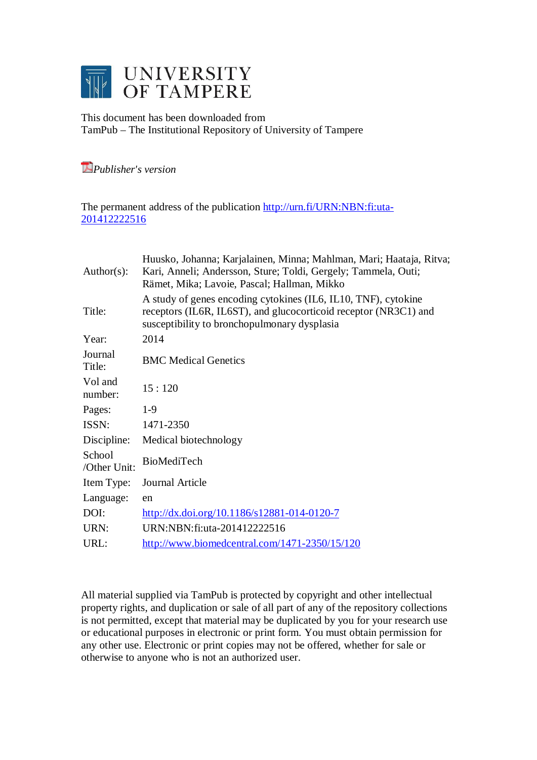# UNIVERSITY OF TAMPERE

This document has been downloaded from
TamPub – The Institutional Repository of University of Tampere

*Publisher's version*

The permanent address of the publication http://urn.fi/URN:NBN:fi:uta-201412222516

| | |
|---|---|
| Author(s): | Huusko, Johanna; Karjalainen, Minna; Mahlman, Mari; Haataja, Ritva; Kari, Anneli; Andersson, Sture; Toldi, Gergely; Tammela, Outi; Rämet, Mika; Lavoie, Pascal; Hallman, Mikko |
| Title: | A study of genes encoding cytokines (IL6, IL10, TNF), cytokine receptors (IL6R, IL6ST), and glucocorticoid receptor (NR3C1) and susceptibility to bronchopulmonary dysplasia |
| Year: | 2014 |
| Journal Title: | BMC Medical Genetics |
| Vol and number: | 15 : 120 |
| Pages: | 1-9 |
| ISSN: | 1471-2350 |
| Discipline: | Medical biotechnology |
| School /Other Unit: | BioMediTech |
| Item Type: | Journal Article |
| Language: | en |
| DOI: | http://dx.doi.org/10.1186/s12881-014-0120-7 |
| URN: | URN:NBN:fi:uta-201412222516 |
| URL: | http://www.biomedcentral.com/1471-2350/15/120 |

All material supplied via TamPub is protected by copyright and other intellectual property rights, and duplication or sale of all part of any of the repository collections is not permitted, except that material may be duplicated by you for your research use or educational purposes in electronic or print form. You must obtain permission for any other use. Electronic or print copies may not be offered, whether for sale or otherwise to anyone who is not an authorized user.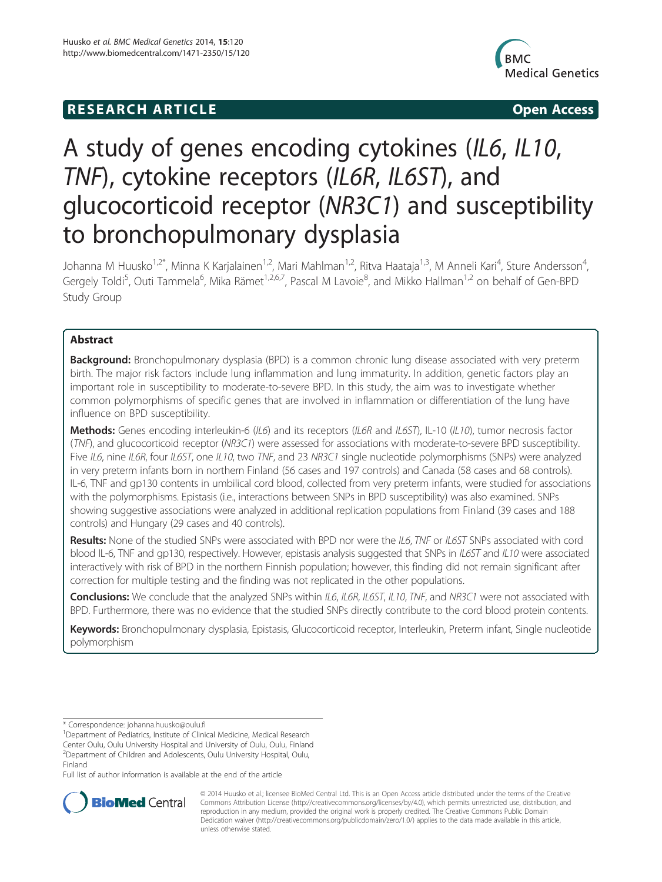# A study of genes encoding cytokines (*IL6*, *IL10*, *TNF*), cytokine receptors (*IL6R*, *IL6ST*), and glucocorticoid receptor (*NR3C1*) and susceptibility to bronchopulmonary dysplasia

Johanna M Huusko[1,2*], Minna K Karjalainen[1,2], Mari Mahlman[1,2], Ritva Haataja[1,3], M Anneli Kari[4], Sture Andersson[4], Gergely Toldi[5], Outi Tammela[6], Mika Rämet[1,2,6,7], Pascal M Lavoie[8], and Mikko Hallman[1,2] on behalf of Gen-BPD Study Group

## Abstract

**Background:** Bronchopulmonary dysplasia (BPD) is a common chronic lung disease associated with very preterm birth. The major risk factors include lung inflammation and lung immaturity. In addition, genetic factors play an important role in susceptibility to moderate-to-severe BPD. In this study, the aim was to investigate whether common polymorphisms of specific genes that are involved in inflammation or differentiation of the lung have influence on BPD susceptibility.

**Methods:** Genes encoding interleukin-6 (*IL6*) and its receptors (*IL6R* and *IL6ST*), IL-10 (*IL10*), tumor necrosis factor (*TNF*), and glucocorticoid receptor (*NR3C1*) were assessed for associations with moderate-to-severe BPD susceptibility. Five *IL6*, nine *IL6R*, four *IL6ST*, one *IL10*, two *TNF*, and 23 *NR3C1* single nucleotide polymorphisms (SNPs) were analyzed in very preterm infants born in northern Finland (56 cases and 197 controls) and Canada (58 cases and 68 controls). IL-6, TNF and gp130 contents in umbilical cord blood, collected from very preterm infants, were studied for associations with the polymorphisms. Epistasis (i.e., interactions between SNPs in BPD susceptibility) was also examined. SNPs showing suggestive associations were analyzed in additional replication populations from Finland (39 cases and 188 controls) and Hungary (29 cases and 40 controls).

**Results:** None of the studied SNPs were associated with BPD nor were the *IL6*, *TNF* or *IL6ST* SNPs associated with cord blood IL-6, TNF and gp130, respectively. However, epistasis analysis suggested that SNPs in *IL6ST* and *IL10* were associated interactively with risk of BPD in the northern Finnish population; however, this finding did not remain significant after correction for multiple testing and the finding was not replicated in the other populations.

**Conclusions:** We conclude that the analyzed SNPs within *IL6*, *IL6R*, *IL6ST*, *IL10*, *TNF*, and *NR3C1* were not associated with BPD. Furthermore, there was no evidence that the studied SNPs directly contribute to the cord blood protein contents.

**Keywords:** Bronchopulmonary dysplasia, Epistasis, Glucocorticoid receptor, Interleukin, Preterm infant, Single nucleotide polymorphism

\* Correspondence: johanna.huusko@oulu.fi

[1]Department of Pediatrics, Institute of Clinical Medicine, Medical Research Center Oulu, Oulu University Hospital and University of Oulu, Oulu, Finland

[2]Department of Children and Adolescents, Oulu University Hospital, Oulu, Finland

Full list of author information is available at the end of the article

© 2014 Huusko et al.; licensee BioMed Central Ltd. This is an Open Access article distributed under the terms of the Creative Commons Attribution License (http://creativecommons.org/licenses/by/4.0), which permits unrestricted use, distribution, and reproduction in any medium, provided the original work is properly credited. The Creative Commons Public Domain Dedication waiver (http://creativecommons.org/publicdomain/zero/1.0/) applies to the data made available in this article, unless otherwise stated.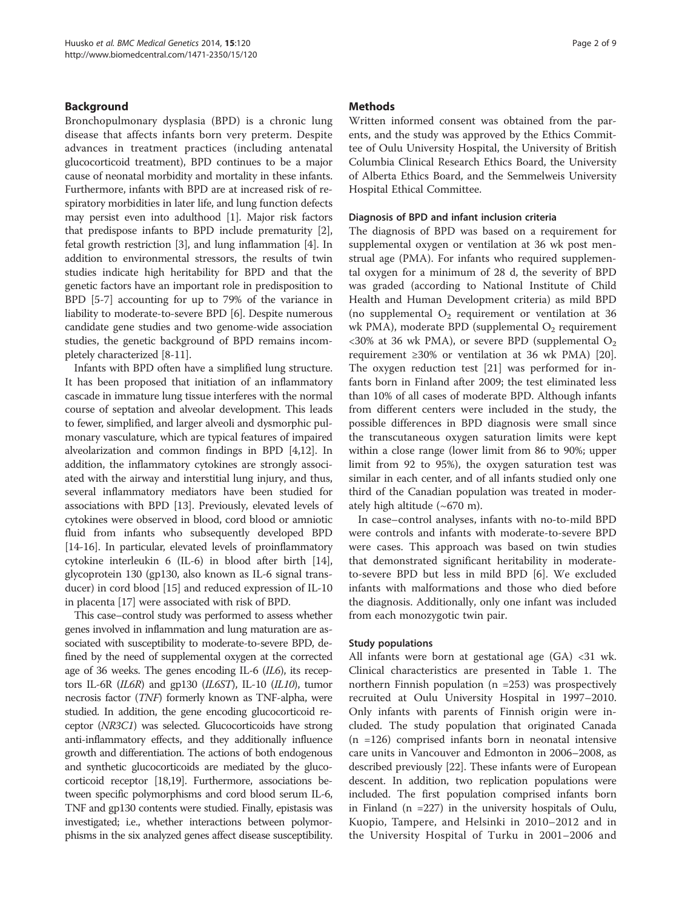## Background

Bronchopulmonary dysplasia (BPD) is a chronic lung disease that affects infants born very preterm. Despite advances in treatment practices (including antenatal glucocorticoid treatment), BPD continues to be a major cause of neonatal morbidity and mortality in these infants. Furthermore, infants with BPD are at increased risk of respiratory morbidities in later life, and lung function defects may persist even into adulthood [1]. Major risk factors that predispose infants to BPD include prematurity [2], fetal growth restriction [3], and lung inflammation [4]. In addition to environmental stressors, the results of twin studies indicate high heritability for BPD and that the genetic factors have an important role in predisposition to BPD [5-7] accounting for up to 79% of the variance in liability to moderate-to-severe BPD [6]. Despite numerous candidate gene studies and two genome-wide association studies, the genetic background of BPD remains incompletely characterized [8-11].

Infants with BPD often have a simplified lung structure. It has been proposed that initiation of an inflammatory cascade in immature lung tissue interferes with the normal course of septation and alveolar development. This leads to fewer, simplified, and larger alveoli and dysmorphic pulmonary vasculature, which are typical features of impaired alveolarization and common findings in BPD [4,12]. In addition, the inflammatory cytokines are strongly associated with the airway and interstitial lung injury, and thus, several inflammatory mediators have been studied for associations with BPD [13]. Previously, elevated levels of cytokines were observed in blood, cord blood or amniotic fluid from infants who subsequently developed BPD [14-16]. In particular, elevated levels of proinflammatory cytokine interleukin 6 (IL-6) in blood after birth [14], glycoprotein 130 (gp130, also known as IL-6 signal transducer) in cord blood [15] and reduced expression of IL-10 in placenta [17] were associated with risk of BPD.

This case–control study was performed to assess whether genes involved in inflammation and lung maturation are associated with susceptibility to moderate-to-severe BPD, defined by the need of supplemental oxygen at the corrected age of 36 weeks. The genes encoding IL-6 (*IL6*), its receptors IL-6R (*IL6R*) and gp130 (*IL6ST*), IL-10 (*IL10*), tumor necrosis factor (*TNF*) formerly known as TNF-alpha, were studied. In addition, the gene encoding glucocorticoid receptor (*NR3C1*) was selected. Glucocorticoids have strong anti-inflammatory effects, and they additionally influence growth and differentiation. The actions of both endogenous and synthetic glucocorticoids are mediated by the glucocorticoid receptor [18,19]. Furthermore, associations between specific polymorphisms and cord blood serum IL-6, TNF and gp130 contents were studied. Finally, epistasis was investigated; i.e., whether interactions between polymorphisms in the six analyzed genes affect disease susceptibility.

## Methods

Written informed consent was obtained from the parents, and the study was approved by the Ethics Committee of Oulu University Hospital, the University of British Columbia Clinical Research Ethics Board, the University of Alberta Ethics Board, and the Semmelweis University Hospital Ethical Committee.

### Diagnosis of BPD and infant inclusion criteria

The diagnosis of BPD was based on a requirement for supplemental oxygen or ventilation at 36 wk post menstrual age (PMA). For infants who required supplemental oxygen for a minimum of 28 d, the severity of BPD was graded (according to National Institute of Child Health and Human Development criteria) as mild BPD (no supplemental $O_2$ requirement or ventilation at 36 wk PMA), moderate BPD (supplemental $O_2$ requirement <30% at 36 wk PMA), or severe BPD (supplemental $O_2$ requirement ≥30% or ventilation at 36 wk PMA) [20]. The oxygen reduction test [21] was performed for infants born in Finland after 2009; the test eliminated less than 10% of all cases of moderate BPD. Although infants from different centers were included in the study, the possible differences in BPD diagnosis were small since the transcutaneous oxygen saturation limits were kept within a close range (lower limit from 86 to 90%; upper limit from 92 to 95%), the oxygen saturation test was similar in each center, and of all infants studied only one third of the Canadian population was treated in moderately high altitude (~670 m).

In case–control analyses, infants with no-to-mild BPD were controls and infants with moderate-to-severe BPD were cases. This approach was based on twin studies that demonstrated significant heritability in moderate-to-severe BPD but less in mild BPD [6]. We excluded infants with malformations and those who died before the diagnosis. Additionally, only one infant was included from each monozygotic twin pair.

### Study populations

All infants were born at gestational age (GA) <31 wk. Clinical characteristics are presented in Table 1. The northern Finnish population (n =253) was prospectively recruited at Oulu University Hospital in 1997–2010. Only infants with parents of Finnish origin were included. The study population that originated Canada (n =126) comprised infants born in neonatal intensive care units in Vancouver and Edmonton in 2006–2008, as described previously [22]. These infants were of European descent. In addition, two replication populations were included. The first population comprised infants born in Finland (n =227) in the university hospitals of Oulu, Kuopio, Tampere, and Helsinki in 2010–2012 and in the University Hospital of Turku in 2001–2006 and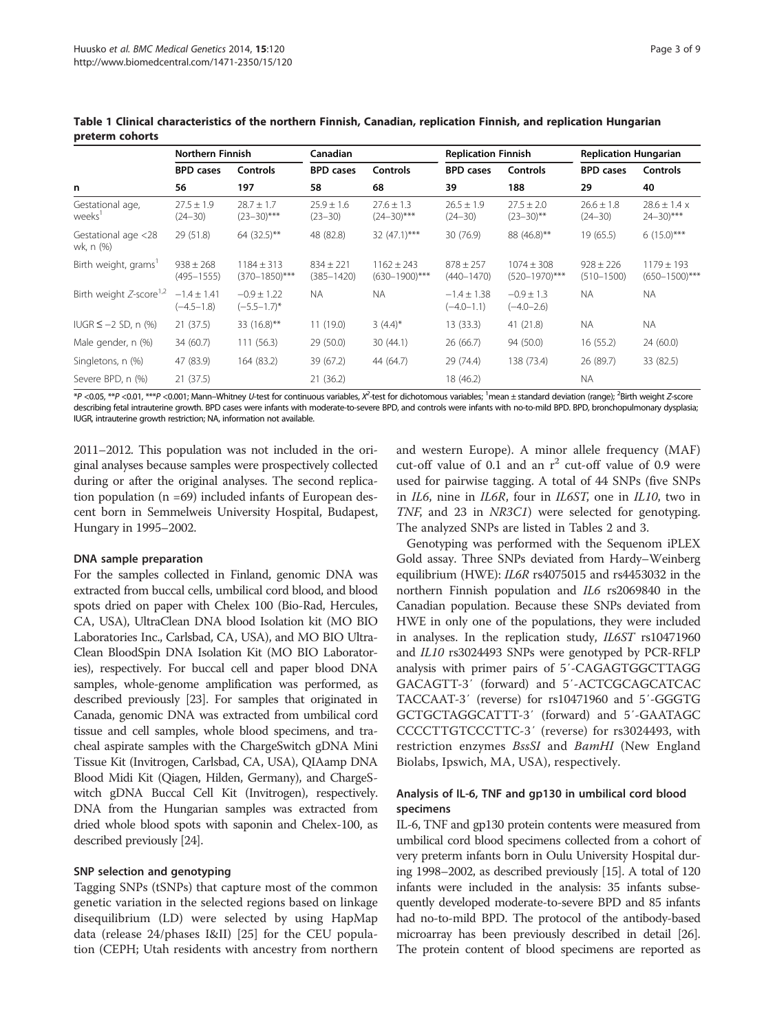**Table 1 Clinical characteristics of the northern Finnish, Canadian, replication Finnish, and replication Hungarian preterm cohorts**

| | Northern Finnish | | Canadian | | Replication Finnish | | Replication Hungarian | |
|---|---|---|---|---|---|---|---|---|
| | BPD cases | Controls | BPD cases | Controls | BPD cases | Controls | BPD cases | Controls |
| n | 56 | 197 | 58 | 68 | 39 | 188 | 29 | 40 |
| Gestational age, weeks[1] | 27.5 ± 1.9 (24–30) | 28.7 ± 1.7 (23–30)*** | 25.9 ± 1.6 (23–30) | 27.6 ± 1.3 (24–30)*** | 26.5 ± 1.9 (24–30) | 27.5 ± 2.0 (23–30)** | 26.6 ± 1.8 (24–30) | 28.6 ± 1.4 x 24–30)*** |
| Gestational age <28 wk, n (%) | 29 (51.8) | 64 (32.5)** | 48 (82.8) | 32 (47.1)*** | 30 (76.9) | 88 (46.8)** | 19 (65.5) | 6 (15.0)*** |
| Birth weight, grams[1] | 938 ± 268 (495–1555) | 1184 ± 313 (370–1850)*** | 834 ± 221 (385–1420) | 1162 ± 243 (630–1900)*** | 878 ± 257 (440–1470) | 1074 ± 308 (520–1970)*** | 928 ± 226 (510–1500) | 1179 ± 193 (650–1500)*** |
| Birth weight Z-score[1,2] | −1.4 ± 1.41 (−4.5–1.8) | −0.9 ± 1.22 (−5.5–1.7)* | NA | NA | −1.4 ± 1.38 (−4.0–1.1) | −0.9 ± 1.3 (−4.0–2.6) | NA | NA |
| IUGR ≤ −2 SD, n (%) | 21 (37.5) | 33 (16.8)** | 11 (19.0) | 3 (4.4)* | 13 (33.3) | 41 (21.8) | NA | NA |
| Male gender, n (%) | 34 (60.7) | 111 (56.3) | 29 (50.0) | 30 (44.1) | 26 (66.7) | 94 (50.0) | 16 (55.2) | 24 (60.0) |
| Singletons, n (%) | 47 (83.9) | 164 (83.2) | 39 (67.2) | 44 (64.7) | 29 (74.4) | 138 (73.4) | 26 (89.7) | 33 (82.5) |
| Severe BPD, n (%) | 21 (37.5) | | 21 (36.2) | | 18 (46.2) | | NA | |

*P <0.05, **P <0.01, ***P <0.001; Mann–Whitney U-test for continuous variables, $X^2$-test for dichotomous variables; [1]mean ± standard deviation (range); [2]Birth weight Z-score describing fetal intrauterine growth. BPD cases were infants with moderate-to-severe BPD, and controls were infants with no-to-mild BPD. BPD, bronchopulmonary dysplasia; IUGR, intrauterine growth restriction; NA, information not available.

2011–2012. This population was not included in the original analyses because samples were prospectively collected during or after the original analyses. The second replication population (n =69) included infants of European descent born in Semmelweis University Hospital, Budapest, Hungary in 1995–2002.

### DNA sample preparation

For the samples collected in Finland, genomic DNA was extracted from buccal cells, umbilical cord blood, and blood spots dried on paper with Chelex 100 (Bio-Rad, Hercules, CA, USA), UltraClean DNA blood Isolation kit (MO BIO Laboratories Inc., Carlsbad, CA, USA), and MO BIO UltraClean BloodSpin DNA Isolation Kit (MO BIO Laboratories), respectively. For buccal cell and paper blood DNA samples, whole-genome amplification was performed, as described previously [23]. For samples that originated in Canada, genomic DNA was extracted from umbilical cord tissue and cell samples, whole blood specimens, and tracheal aspirate samples with the ChargeSwitch gDNA Mini Tissue Kit (Invitrogen, Carlsbad, CA, USA), QIAamp DNA Blood Midi Kit (Qiagen, Hilden, Germany), and ChargeSwitch gDNA Buccal Cell Kit (Invitrogen), respectively. DNA from the Hungarian samples was extracted from dried whole blood spots with saponin and Chelex-100, as described previously [24].

### SNP selection and genotyping

Tagging SNPs (tSNPs) that capture most of the common genetic variation in the selected regions based on linkage disequilibrium (LD) were selected by using HapMap data (release 24/phases I&II) [25] for the CEU population (CEPH; Utah residents with ancestry from northern and western Europe). A minor allele frequency (MAF) cut-off value of 0.1 and an $r^2$ cut-off value of 0.9 were used for pairwise tagging. A total of 44 SNPs (five SNPs in *IL6*, nine in *IL6R*, four in *IL6ST*, one in *IL10*, two in *TNF*, and 23 in *NR3C1*) were selected for genotyping. The analyzed SNPs are listed in Tables 2 and 3.

Genotyping was performed with the Sequenom iPLEX Gold assay. Three SNPs deviated from Hardy–Weinberg equilibrium (HWE): *IL6R* rs4075015 and rs4453032 in the northern Finnish population and *IL6* rs2069840 in the Canadian population. Because these SNPs deviated from HWE in only one of the populations, they were included in analyses. In the replication study, *IL6ST* rs10471960 and *IL10* rs3024493 SNPs were genotyped by PCR-RFLP analysis with primer pairs of 5′-CAGAGTGGCTTAGG GACAGTT-3′ (forward) and 5′-ACTCGCAGCATCAC TACCAAT-3′ (reverse) for rs10471960 and 5′-GGGTG GCTGCTAGGCATTT-3′ (forward) and 5′-GAATAGC CCCCTTGTCCCTTC-3′ (reverse) for rs3024493, with restriction enzymes *BssSI* and *BamHI* (New England Biolabs, Ipswich, MA, USA), respectively.

### Analysis of IL-6, TNF and gp130 in umbilical cord blood specimens

IL-6, TNF and gp130 protein contents were measured from umbilical cord blood specimens collected from a cohort of very preterm infants born in Oulu University Hospital during 1998–2002, as described previously [15]. A total of 120 infants were included in the analysis: 35 infants subsequently developed moderate-to-severe BPD and 85 infants had no-to-mild BPD. The protocol of the antibody-based microarray has been previously described in detail [26]. The protein content of blood specimens are reported as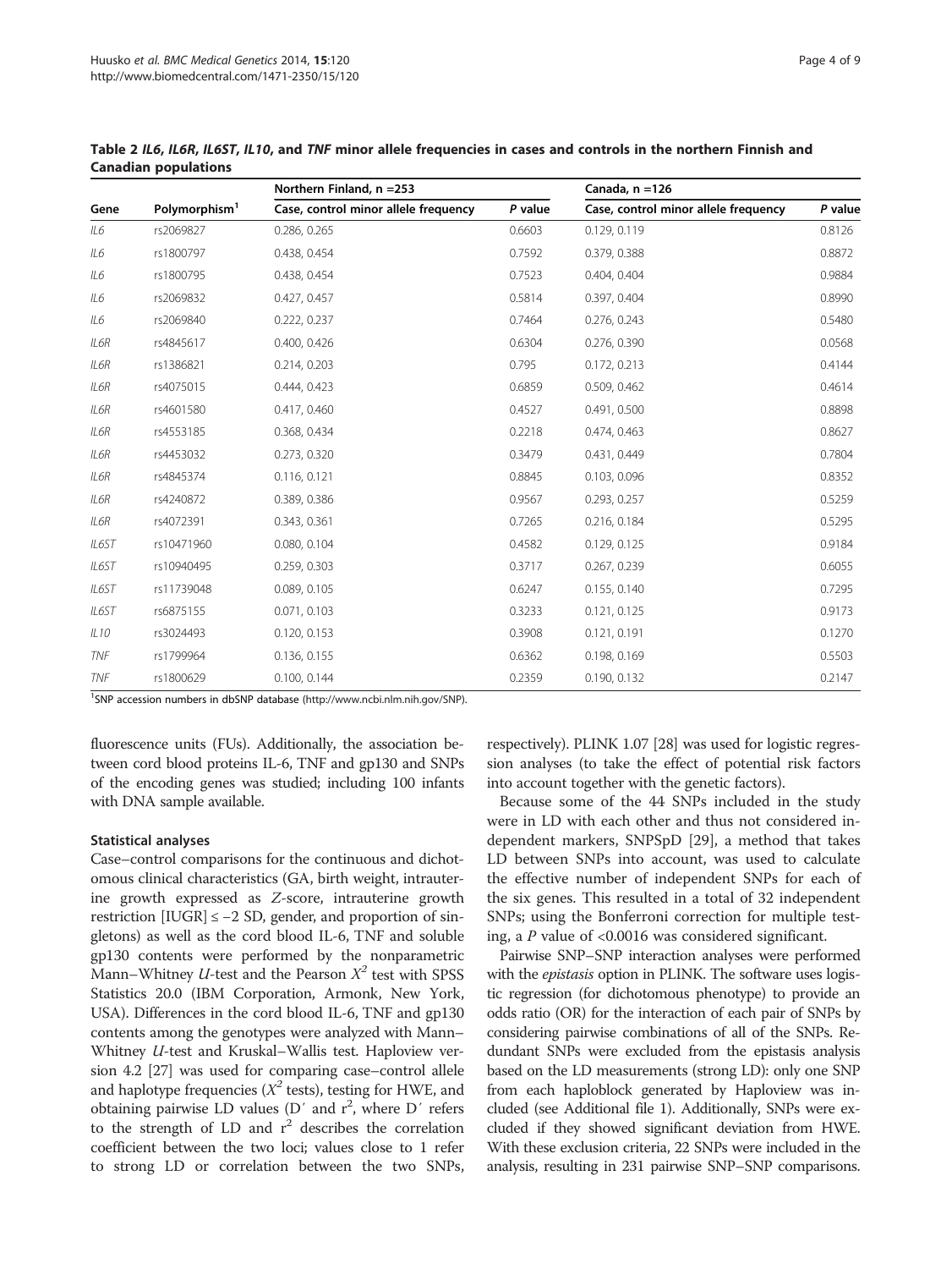**Table 2 *IL6, IL6R, IL6ST, IL10*, and *TNF* minor allele frequencies in cases and controls in the northern Finnish and Canadian populations**

| Gene | Polymorphism[1] | Northern Finland, n =253 | | Canada, n =126 | |
|---|---|---|---|---|---|
| | | Case, control minor allele frequency | *P* value | Case, control minor allele frequency | *P* value |
| *IL6* | rs2069827 | 0.286, 0.265 | 0.6603 | 0.129, 0.119 | 0.8126 |
| *IL6* | rs1800797 | 0.438, 0.454 | 0.7592 | 0.379, 0.388 | 0.8872 |
| *IL6* | rs1800795 | 0.438, 0.454 | 0.7523 | 0.404, 0.404 | 0.9884 |
| *IL6* | rs2069832 | 0.427, 0.457 | 0.5814 | 0.397, 0.404 | 0.8990 |
| *IL6* | rs2069840 | 0.222, 0.237 | 0.7464 | 0.276, 0.243 | 0.5480 |
| *IL6R* | rs4845617 | 0.400, 0.426 | 0.6304 | 0.276, 0.390 | 0.0568 |
| *IL6R* | rs1386821 | 0.214, 0.203 | 0.795 | 0.172, 0.213 | 0.4144 |
| *IL6R* | rs4075015 | 0.444, 0.423 | 0.6859 | 0.509, 0.462 | 0.4614 |
| *IL6R* | rs4601580 | 0.417, 0.460 | 0.4527 | 0.491, 0.500 | 0.8898 |
| *IL6R* | rs4553185 | 0.368, 0.434 | 0.2218 | 0.474, 0.463 | 0.8627 |
| *IL6R* | rs4453032 | 0.273, 0.320 | 0.3479 | 0.431, 0.449 | 0.7804 |
| *IL6R* | rs4845374 | 0.116, 0.121 | 0.8845 | 0.103, 0.096 | 0.8352 |
| *IL6R* | rs4240872 | 0.389, 0.386 | 0.9567 | 0.293, 0.257 | 0.5259 |
| *IL6R* | rs4072391 | 0.343, 0.361 | 0.7265 | 0.216, 0.184 | 0.5295 |
| *IL6ST* | rs10471960 | 0.080, 0.104 | 0.4582 | 0.129, 0.125 | 0.9184 |
| *IL6ST* | rs10940495 | 0.259, 0.303 | 0.3717 | 0.267, 0.239 | 0.6055 |
| *IL6ST* | rs11739048 | 0.089, 0.105 | 0.6247 | 0.155, 0.140 | 0.7295 |
| *IL6ST* | rs6875155 | 0.071, 0.103 | 0.3233 | 0.121, 0.125 | 0.9173 |
| *IL10* | rs3024493 | 0.120, 0.153 | 0.3908 | 0.121, 0.191 | 0.1270 |
| *TNF* | rs1799964 | 0.136, 0.155 | 0.6362 | 0.198, 0.169 | 0.5503 |
| *TNF* | rs1800629 | 0.100, 0.144 | 0.2359 | 0.190, 0.132 | 0.2147 |

[1]SNP accession numbers in dbSNP database (http://www.ncbi.nlm.nih.gov/SNP).

fluorescence units (FUs). Additionally, the association between cord blood proteins IL-6, TNF and gp130 and SNPs of the encoding genes was studied; including 100 infants with DNA sample available.

### Statistical analyses

Case–control comparisons for the continuous and dichotomous clinical characteristics (GA, birth weight, intrauterine growth expressed as *Z*-score, intrauterine growth restriction [IUGR] ≤ −2 SD, gender, and proportion of singletons) as well as the cord blood IL-6, TNF and soluble gp130 contents were performed by the nonparametric Mann–Whitney *U*-test and the Pearson $X^2$ test with SPSS Statistics 20.0 (IBM Corporation, Armonk, New York, USA). Differences in the cord blood IL-6, TNF and gp130 contents among the genotypes were analyzed with Mann–Whitney *U*-test and Kruskal–Wallis test. Haploview version 4.2 [27] was used for comparing case–control allele and haplotype frequencies ($X^2$ tests), testing for HWE, and obtaining pairwise LD values (D′ and $r^2$, where D′ refers to the strength of LD and $r^2$ describes the correlation coefficient between the two loci; values close to 1 refer to strong LD or correlation between the two SNPs, respectively). PLINK 1.07 [28] was used for logistic regression analyses (to take the effect of potential risk factors into account together with the genetic factors).

Because some of the 44 SNPs included in the study were in LD with each other and thus not considered independent markers, SNPSpD [29], a method that takes LD between SNPs into account, was used to calculate the effective number of independent SNPs for each of the six genes. This resulted in a total of 32 independent SNPs; using the Bonferroni correction for multiple testing, a *P* value of <0.0016 was considered significant.

Pairwise SNP–SNP interaction analyses were performed with the *epistasis* option in PLINK. The software uses logistic regression (for dichotomous phenotype) to provide an odds ratio (OR) for the interaction of each pair of SNPs by considering pairwise combinations of all of the SNPs. Redundant SNPs were excluded from the epistasis analysis based on the LD measurements (strong LD): only one SNP from each haploblock generated by Haploview was included (see Additional file 1). Additionally, SNPs were excluded if they showed significant deviation from HWE. With these exclusion criteria, 22 SNPs were included in the analysis, resulting in 231 pairwise SNP–SNP comparisons.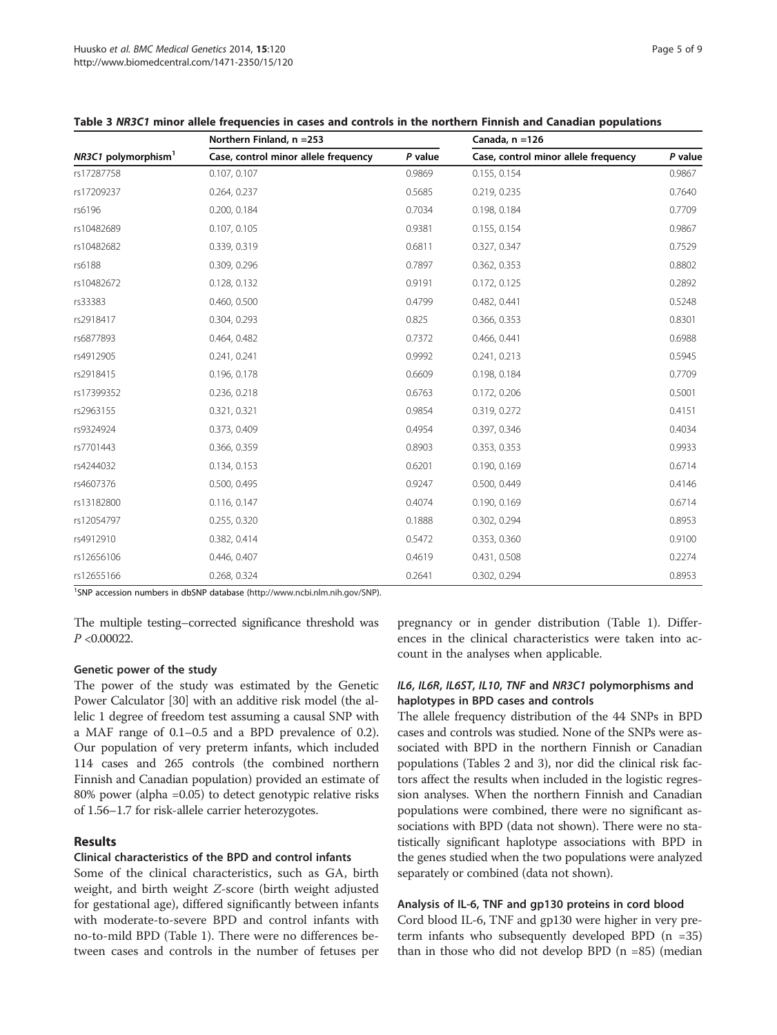**Table 3** *NR3C1* **minor allele frequencies in cases and controls in the northern Finnish and Canadian populations**

| | Northern Finland, n =253 | | Canada, n =126 | |
|---|---|---|---|---|
| *NR3C1* polymorphism[1] | Case, control minor allele frequency | *P* value | Case, control minor allele frequency | *P* value |
| rs17287758 | 0.107, 0.107 | 0.9869 | 0.155, 0.154 | 0.9867 |
| rs17209237 | 0.264, 0.237 | 0.5685 | 0.219, 0.235 | 0.7640 |
| rs6196 | 0.200, 0.184 | 0.7034 | 0.198, 0.184 | 0.7709 |
| rs10482689 | 0.107, 0.105 | 0.9381 | 0.155, 0.154 | 0.9867 |
| rs10482682 | 0.339, 0.319 | 0.6811 | 0.327, 0.347 | 0.7529 |
| rs6188 | 0.309, 0.296 | 0.7897 | 0.362, 0.353 | 0.8802 |
| rs10482672 | 0.128, 0.132 | 0.9191 | 0.172, 0.125 | 0.2892 |
| rs33383 | 0.460, 0.500 | 0.4799 | 0.482, 0.441 | 0.5248 |
| rs2918417 | 0.304, 0.293 | 0.825 | 0.366, 0.353 | 0.8301 |
| rs6877893 | 0.464, 0.482 | 0.7372 | 0.466, 0.441 | 0.6988 |
| rs4912905 | 0.241, 0.241 | 0.9992 | 0.241, 0.213 | 0.5945 |
| rs2918415 | 0.196, 0.178 | 0.6609 | 0.198, 0.184 | 0.7709 |
| rs17399352 | 0.236, 0.218 | 0.6763 | 0.172, 0.206 | 0.5001 |
| rs2963155 | 0.321, 0.321 | 0.9854 | 0.319, 0.272 | 0.4151 |
| rs9324924 | 0.373, 0.409 | 0.4954 | 0.397, 0.346 | 0.4034 |
| rs7701443 | 0.366, 0.359 | 0.8903 | 0.353, 0.353 | 0.9933 |
| rs4244032 | 0.134, 0.153 | 0.6201 | 0.190, 0.169 | 0.6714 |
| rs4607376 | 0.500, 0.495 | 0.9247 | 0.500, 0.449 | 0.4146 |
| rs13182800 | 0.116, 0.147 | 0.4074 | 0.190, 0.169 | 0.6714 |
| rs12054797 | 0.255, 0.320 | 0.1888 | 0.302, 0.294 | 0.8953 |
| rs4912910 | 0.382, 0.414 | 0.5472 | 0.353, 0.360 | 0.9100 |
| rs12656106 | 0.446, 0.407 | 0.4619 | 0.431, 0.508 | 0.2274 |
| rs12655166 | 0.268, 0.324 | 0.2641 | 0.302, 0.294 | 0.8953 |

[1]SNP accession numbers in dbSNP database (http://www.ncbi.nlm.nih.gov/SNP).

The multiple testing–corrected significance threshold was $P < 0.00022$.

### Genetic power of the study

The power of the study was estimated by the Genetic Power Calculator [30] with an additive risk model (the allelic 1 degree of freedom test assuming a causal SNP with a MAF range of 0.1–0.5 and a BPD prevalence of 0.2). Our population of very preterm infants, which included 114 cases and 265 controls (the combined northern Finnish and Canadian population) provided an estimate of 80% power (alpha =0.05) to detect genotypic relative risks of 1.56–1.7 for risk-allele carrier heterozygotes.

## Results

### Clinical characteristics of the BPD and control infants

Some of the clinical characteristics, such as GA, birth weight, and birth weight *Z*-score (birth weight adjusted for gestational age), differed significantly between infants with moderate-to-severe BPD and control infants with no-to-mild BPD (Table 1). There were no differences between cases and controls in the number of fetuses per pregnancy or in gender distribution (Table 1). Differences in the clinical characteristics were taken into account in the analyses when applicable.

### *IL6*, *IL6R*, *IL6ST*, *IL10*, *TNF* and *NR3C1* polymorphisms and haplotypes in BPD cases and controls

The allele frequency distribution of the 44 SNPs in BPD cases and controls was studied. None of the SNPs were associated with BPD in the northern Finnish or Canadian populations (Tables 2 and 3), nor did the clinical risk factors affect the results when included in the logistic regression analyses. When the northern Finnish and Canadian populations were combined, there were no significant associations with BPD (data not shown). There were no statistically significant haplotype associations with BPD in the genes studied when the two populations were analyzed separately or combined (data not shown).

### Analysis of IL-6, TNF and gp130 proteins in cord blood

Cord blood IL-6, TNF and gp130 were higher in very preterm infants who subsequently developed BPD (n =35) than in those who did not develop BPD (n =85) (median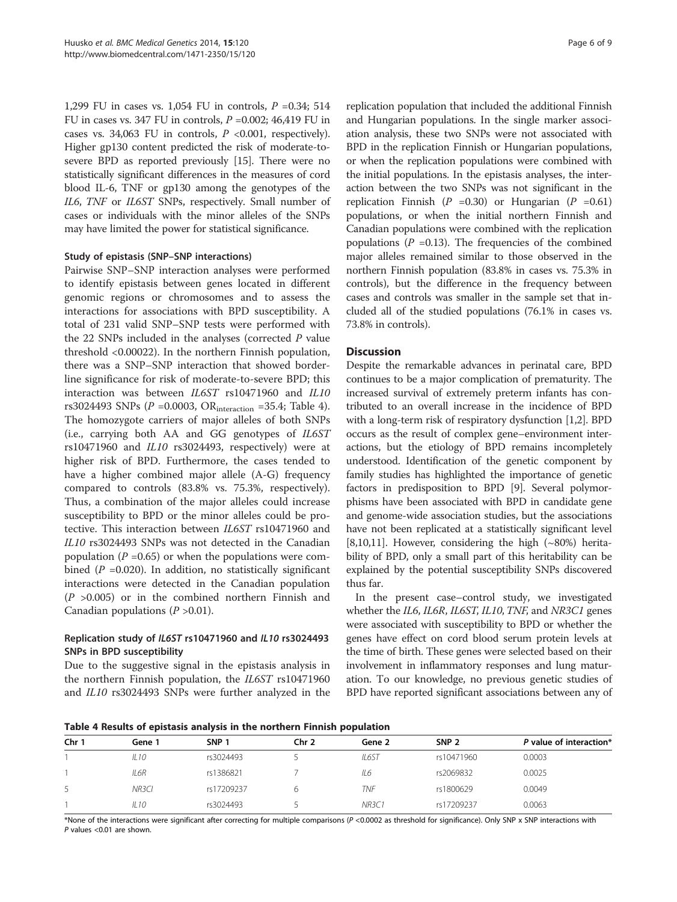1,299 FU in cases vs. 1,054 FU in controls, $P$ =0.34; 514 FU in cases vs. 347 FU in controls, $P$ =0.002; 46,419 FU in cases vs. 34,063 FU in controls, $P$ <0.001, respectively). Higher gp130 content predicted the risk of moderate-to-severe BPD as reported previously [15]. There were no statistically significant differences in the measures of cord blood IL-6, TNF or gp130 among the genotypes of the *IL6*, *TNF* or *IL6ST* SNPs, respectively. Small number of cases or individuals with the minor alleles of the SNPs may have limited the power for statistical significance.

### Study of epistasis (SNP–SNP interactions)

Pairwise SNP–SNP interaction analyses were performed to identify epistasis between genes located in different genomic regions or chromosomes and to assess the interactions for associations with BPD susceptibility. A total of 231 valid SNP–SNP tests were performed with the 22 SNPs included in the analyses (corrected $P$ value threshold <0.00022). In the northern Finnish population, there was a SNP–SNP interaction that showed borderline significance for risk of moderate-to-severe BPD; this interaction was between *IL6ST* rs10471960 and *IL10* rs3024493 SNPs ($P$ =0.0003, $OR_{interaction}$ =35.4; Table 4). The homozygote carriers of major alleles of both SNPs (i.e., carrying both AA and GG genotypes of *IL6ST* rs10471960 and *IL10* rs3024493, respectively) were at higher risk of BPD. Furthermore, the cases tended to have a higher combined major allele (A-G) frequency compared to controls (83.8% vs. 75.3%, respectively). Thus, a combination of the major alleles could increase susceptibility to BPD or the minor alleles could be protective. This interaction between *IL6ST* rs10471960 and *IL10* rs3024493 SNPs was not detected in the Canadian population ($P$ =0.65) or when the populations were combined ($P$ =0.020). In addition, no statistically significant interactions were detected in the Canadian population ($P$ >0.005) or in the combined northern Finnish and Canadian populations ($P$ >0.01).

### Replication study of *IL6ST* rs10471960 and *IL10* rs3024493 SNPs in BPD susceptibility

Due to the suggestive signal in the epistasis analysis in the northern Finnish population, the *IL6ST* rs10471960 and *IL10* rs3024493 SNPs were further analyzed in the replication population that included the additional Finnish and Hungarian populations. In the single marker association analysis, these two SNPs were not associated with BPD in the replication Finnish or Hungarian populations, or when the replication populations were combined with the initial populations. In the epistasis analyses, the interaction between the two SNPs was not significant in the replication Finnish ($P$ =0.30) or Hungarian ($P$ =0.61) populations, or when the initial northern Finnish and Canadian populations were combined with the replication populations ($P$ =0.13). The frequencies of the combined major alleles remained similar to those observed in the northern Finnish population (83.8% in cases vs. 75.3% in controls), but the difference in the frequency between cases and controls was smaller in the sample set that included all of the studied populations (76.1% in cases vs. 73.8% in controls).

## Discussion

Despite the remarkable advances in perinatal care, BPD continues to be a major complication of prematurity. The increased survival of extremely preterm infants has contributed to an overall increase in the incidence of BPD with a long-term risk of respiratory dysfunction [1,2]. BPD occurs as the result of complex gene–environment interactions, but the etiology of BPD remains incompletely understood. Identification of the genetic component by family studies has highlighted the importance of genetic factors in predisposition to BPD [9]. Several polymorphisms have been associated with BPD in candidate gene and genome-wide association studies, but the associations have not been replicated at a statistically significant level [8,10,11]. However, considering the high (~80%) heritability of BPD, only a small part of this heritability can be explained by the potential susceptibility SNPs discovered thus far.

In the present case–control study, we investigated whether the *IL6*, *IL6R*, *IL6ST*, *IL10*, *TNF*, and *NR3C1* genes were associated with susceptibility to BPD or whether the genes have effect on cord blood serum protein levels at the time of birth. These genes were selected based on their involvement in inflammatory responses and lung maturation. To our knowledge, no previous genetic studies of BPD have reported significant associations between any of

**Table 4 Results of epistasis analysis in the northern Finnish population**

| Chr 1 | Gene 1 | SNP 1 | Chr 2 | Gene 2 | SNP 2 | *P* value of interaction* |
|---|---|---|---|---|---|---|
| 1 | *IL10* | rs3024493 | 5 | *IL6ST* | rs10471960 | 0.0003 |
| 1 | *IL6R* | rs1386821 | 7 | *IL6* | rs2069832 | 0.0025 |
| 5 | *NR3CI* | rs17209237 | 6 | *TNF* | rs1800629 | 0.0049 |
| 1 | *IL10* | rs3024493 | 5 | *NR3C1* | rs17209237 | 0.0063 |

*None of the interactions were significant after correcting for multiple comparisons ($P$ <0.0002 as threshold for significance). Only SNP x SNP interactions with $P$ values <0.01 are shown.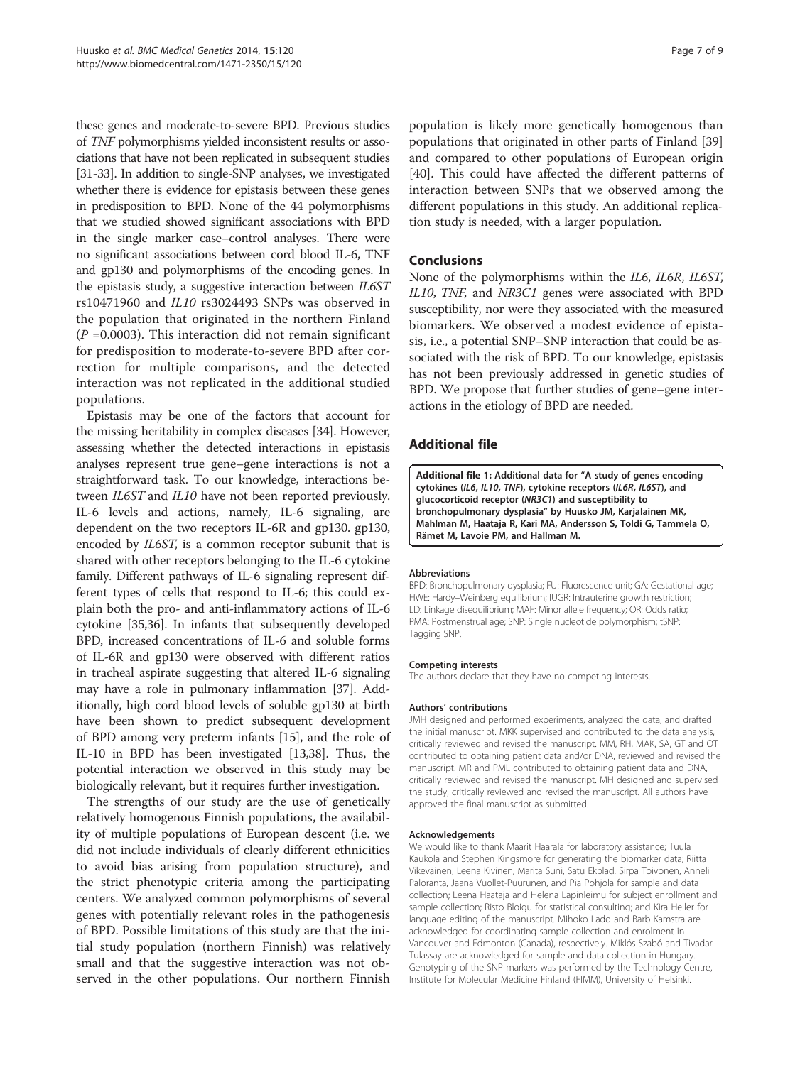these genes and moderate-to-severe BPD. Previous studies of *TNF* polymorphisms yielded inconsistent results or associations that have not been replicated in subsequent studies [31-33]. In addition to single-SNP analyses, we investigated whether there is evidence for epistasis between these genes in predisposition to BPD. None of the 44 polymorphisms that we studied showed significant associations with BPD in the single marker case–control analyses. There were no significant associations between cord blood IL-6, TNF and gp130 and polymorphisms of the encoding genes. In the epistasis study, a suggestive interaction between *IL6ST* rs10471960 and *IL10* rs3024493 SNPs was observed in the population that originated in the northern Finland ($P$ =0.0003). This interaction did not remain significant for predisposition to moderate-to-severe BPD after correction for multiple comparisons, and the detected interaction was not replicated in the additional studied populations.

Epistasis may be one of the factors that account for the missing heritability in complex diseases [34]. However, assessing whether the detected interactions in epistasis analyses represent true gene–gene interactions is not a straightforward task. To our knowledge, interactions between *IL6ST* and *IL10* have not been reported previously. IL-6 levels and actions, namely, IL-6 signaling, are dependent on the two receptors IL-6R and gp130. gp130, encoded by *IL6ST*, is a common receptor subunit that is shared with other receptors belonging to the IL-6 cytokine family. Different pathways of IL-6 signaling represent different types of cells that respond to IL-6; this could explain both the pro- and anti-inflammatory actions of IL-6 cytokine [35,36]. In infants that subsequently developed BPD, increased concentrations of IL-6 and soluble forms of IL-6R and gp130 were observed with different ratios in tracheal aspirate suggesting that altered IL-6 signaling may have a role in pulmonary inflammation [37]. Additionally, high cord blood levels of soluble gp130 at birth have been shown to predict subsequent development of BPD among very preterm infants [15], and the role of IL-10 in BPD has been investigated [13,38]. Thus, the potential interaction we observed in this study may be biologically relevant, but it requires further investigation.

The strengths of our study are the use of genetically relatively homogenous Finnish populations, the availability of multiple populations of European descent (i.e. we did not include individuals of clearly different ethnicities to avoid bias arising from population structure), and the strict phenotypic criteria among the participating centers. We analyzed common polymorphisms of several genes with potentially relevant roles in the pathogenesis of BPD. Possible limitations of this study are that the initial study population (northern Finnish) was relatively small and that the suggestive interaction was not observed in the other populations. Our northern Finnish population is likely more genetically homogenous than populations that originated in other parts of Finland [39] and compared to other populations of European origin [40]. This could have affected the different patterns of interaction between SNPs that we observed among the different populations in this study. An additional replication study is needed, with a larger population.

## Conclusions

None of the polymorphisms within the *IL6*, *IL6R*, *IL6ST*, *IL10*, *TNF*, and *NR3C1* genes were associated with BPD susceptibility, nor were they associated with the measured biomarkers. We observed a modest evidence of epistasis, i.e., a potential SNP–SNP interaction that could be associated with the risk of BPD. To our knowledge, epistasis has not been previously addressed in genetic studies of BPD. We propose that further studies of gene–gene interactions in the etiology of BPD are needed.

## Additional file

**Additional file 1: Additional data for "A study of genes encoding cytokines (*IL6*, *IL10*, *TNF*), cytokine receptors (*IL6R*, *IL6ST*), and glucocorticoid receptor (*NR3C1*) and susceptibility to bronchopulmonary dysplasia" by Huusko JM, Karjalainen MK, Mahlman M, Haataja R, Kari MA, Andersson S, Toldi G, Tammela O, Rämet M, Lavoie PM, and Hallman M.**

#### Abbreviations

BPD: Bronchopulmonary dysplasia; FU: Fluorescence unit; GA: Gestational age; HWE: Hardy–Weinberg equilibrium; IUGR: Intrauterine growth restriction; LD: Linkage disequilibrium; MAF: Minor allele frequency; OR: Odds ratio; PMA: Postmenstrual age; SNP: Single nucleotide polymorphism; tSNP: Tagging SNP.

#### Competing interests

The authors declare that they have no competing interests.

#### Authors' contributions

JMH designed and performed experiments, analyzed the data, and drafted the initial manuscript. MKK supervised and contributed to the data analysis, critically reviewed and revised the manuscript. MM, RH, MAK, SA, GT and OT contributed to obtaining patient data and/or DNA, reviewed and revised the manuscript. MR and PML contributed to obtaining patient data and DNA, critically reviewed and revised the manuscript. MH designed and supervised the study, critically reviewed and revised the manuscript. All authors have approved the final manuscript as submitted.

#### Acknowledgements

We would like to thank Maarit Haarala for laboratory assistance; Tuula Kaukola and Stephen Kingsmore for generating the biomarker data; Riitta Vikeväinen, Leena Kivinen, Marita Suni, Satu Ekblad, Sirpa Toivonen, Anneli Paloranta, Jaana Vuollet-Puurunen, and Pia Pohjola for sample and data collection; Leena Haataja and Helena Lapinleimu for subject enrollment and sample collection; Risto Bloigu for statistical consulting; and Kira Heller for language editing of the manuscript. Mihoko Ladd and Barb Kamstra are acknowledged for coordinating sample collection and enrolment in Vancouver and Edmonton (Canada), respectively. Miklós Szabó and Tivadar Tulassay are acknowledged for sample and data collection in Hungary. Genotyping of the SNP markers was performed by the Technology Centre, Institute for Molecular Medicine Finland (FIMM), University of Helsinki.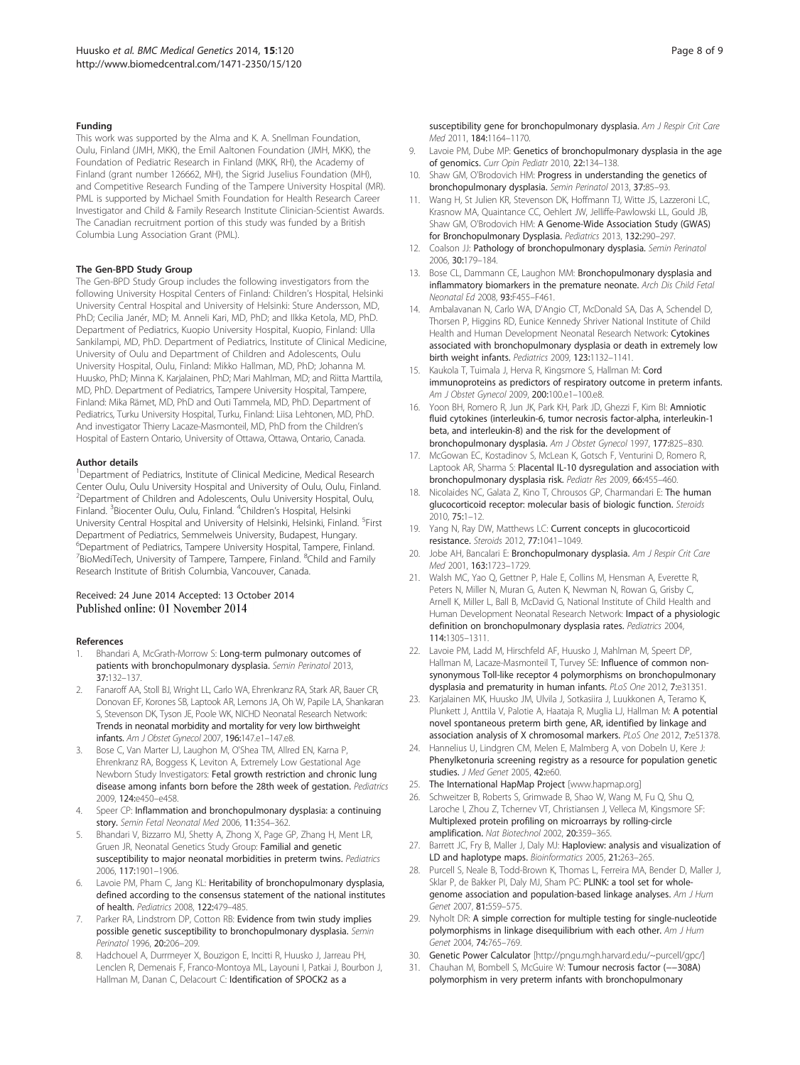### Funding

This work was supported by the Alma and K. A. Snellman Foundation, Oulu, Finland (JMH, MKK), the Emil Aaltonen Foundation (JMH, MKK), the Foundation of Pediatric Research in Finland (MKK, RH), the Academy of Finland (grant number 126662, MH), the Sigrid Juselius Foundation (MH), and Competitive Research Funding of the Tampere University Hospital (MR). PML is supported by Michael Smith Foundation for Health Research Career Investigator and Child & Family Research Institute Clinician-Scientist Awards. The Canadian recruitment portion of this study was funded by a British Columbia Lung Association Grant (PML).

### The Gen-BPD Study Group

The Gen-BPD Study Group includes the following investigators from the following University Hospital Centers of Finland: Children's Hospital, Helsinki University Central Hospital and University of Helsinki: Sture Andersson, MD, PhD; Cecilia Janér, MD; M. Anneli Kari, MD, PhD; and Ilkka Ketola, MD, PhD. Department of Pediatrics, Kuopio University Hospital, Kuopio, Finland: Ulla Sankilampi, MD, PhD. Department of Pediatrics, Institute of Clinical Medicine, University of Oulu and Department of Children and Adolescents, Oulu University Hospital, Oulu, Finland: Mikko Hallman, MD, PhD; Johanna M. Huusko, PhD; Minna K. Karjalainen, PhD; Mari Mahlman, MD; and Riitta Marttila, MD, PhD. Department of Pediatrics, Tampere University Hospital, Tampere, Finland: Mika Rämet, MD, PhD and Outi Tammela, MD, PhD. Department of Pediatrics, Turku University Hospital, Turku, Finland: Liisa Lehtonen, MD, PhD. And investigator Thierry Lacaze-Masmonteil, MD, PhD from the Children's Hospital of Eastern Ontario, University of Ottawa, Ottawa, Ontario, Canada.

### Author details

[1]Department of Pediatrics, Institute of Clinical Medicine, Medical Research Center Oulu, Oulu University Hospital and University of Oulu, Oulu, Finland. [2]Department of Children and Adolescents, Oulu University Hospital, Oulu, Finland. [3]Biocenter Oulu, Oulu, Finland. [4]Children's Hospital, Helsinki University Central Hospital and University of Helsinki, Helsinki, Finland. [5]First Department of Pediatrics, Semmelweis University, Budapest, Hungary. [6]Department of Pediatrics, Tampere University Hospital, Tampere, Finland. [7]BioMediTech, University of Tampere, Tampere, Finland. [8]Child and Family Research Institute of British Columbia, Vancouver, Canada.

Received: 24 June 2014 Accepted: 13 October 2014
Published online: 01 November 2014

### References

1. Bhandari A, McGrath-Morrow S: **Long-term pulmonary outcomes of patients with bronchopulmonary dysplasia.** *Semin Perinatol* 2013, **37:**132–137.
2. Fanaroff AA, Stoll BJ, Wright LL, Carlo WA, Ehrenkranz RA, Stark AR, Bauer CR, Donovan EF, Korones SB, Laptook AR, Lemons JA, Oh W, Papile LA, Shankaran S, Stevenson DK, Tyson JE, Poole WK, NICHD Neonatal Research Network: **Trends in neonatal morbidity and mortality for very low birthweight infants.** *Am J Obstet Gynecol* 2007, **196:**147.e1–147.e8.
3. Bose C, Van Marter LJ, Laughon M, O'Shea TM, Allred EN, Karna P, Ehrenkranz RA, Boggess K, Leviton A, Extremely Low Gestational Age Newborn Study Investigators: **Fetal growth restriction and chronic lung disease among infants born before the 28th week of gestation.** *Pediatrics* 2009, **124:**e450–e458.
4. Speer CP: **Inflammation and bronchopulmonary dysplasia: a continuing story.** *Semin Fetal Neonatal Med* 2006, **11:**354–362.
5. Bhandari V, Bizzarro MJ, Shetty A, Zhong X, Page GP, Zhang H, Ment LR, Gruen JR, Neonatal Genetics Study Group: **Familial and genetic susceptibility to major neonatal morbidities in preterm twins.** *Pediatrics* 2006, **117:**1901–1906.
6. Lavoie PM, Pham C, Jang KL: **Heritability of bronchopulmonary dysplasia, defined according to the consensus statement of the national institutes of health.** *Pediatrics* 2008, **122:**479–485.
7. Parker RA, Lindstrom DP, Cotton RB: **Evidence from twin study implies possible genetic susceptibility to bronchopulmonary dysplasia.** *Semin Perinatol* 1996, **20:**206–209.
8. Hadchouel A, Durrmeyer X, Bouzigon E, Incitti R, Huusko J, Jarreau PH, Lenclen R, Demenais F, Franco-Montoya ML, Layouni I, Patkai J, Bourbon J, Hallman M, Danan C, Delacourt C: **Identification of SPOCK2 as a susceptibility gene for bronchopulmonary dysplasia.** *Am J Respir Crit Care Med* 2011, **184:**1164–1170.
9. Lavoie PM, Dube MP: **Genetics of bronchopulmonary dysplasia in the age of genomics.** *Curr Opin Pediatr* 2010, **22:**134–138.
10. Shaw GM, O'Brodovich HM: **Progress in understanding the genetics of bronchopulmonary dysplasia.** *Semin Perinatol* 2013, **37:**85–93.
11. Wang H, St Julien KR, Stevenson DK, Hoffmann TJ, Witte JS, Lazzeroni LC, Krasnow MA, Quaintance CC, Oehlert JW, Jelliffe-Pawlowski LL, Gould JB, Shaw GM, O'Brodovich HM: **A Genome-Wide Association Study (GWAS) for Bronchopulmonary Dysplasia.** *Pediatrics* 2013, **132:**290–297.
12. Coalson JJ: **Pathology of bronchopulmonary dysplasia.** *Semin Perinatol* 2006, **30:**179–184.
13. Bose CL, Dammann CE, Laughon MM: **Bronchopulmonary dysplasia and inflammatory biomarkers in the premature neonate.** *Arch Dis Child Fetal Neonatal Ed* 2008, **93:**F455–F461.
14. Ambalavanan N, Carlo WA, D'Angio CT, McDonald SA, Das A, Schendel D, Thorsen P, Higgins RD, Eunice Kennedy Shriver National Institute of Child Health and Human Development Neonatal Research Network: **Cytokines associated with bronchopulmonary dysplasia or death in extremely low birth weight infants.** *Pediatrics* 2009, **123:**1132–1141.
15. Kaukola T, Tuimala J, Herva R, Kingsmore S, Hallman M: **Cord immunoproteins as predictors of respiratory outcome in preterm infants.** *Am J Obstet Gynecol* 2009, **200:**100.e1–100.e8.
16. Yoon BH, Romero R, Jun JK, Park KH, Park JD, Ghezzi F, Kim BI: **Amniotic fluid cytokines (interleukin-6, tumor necrosis factor-alpha, interleukin-1 beta, and interleukin-8) and the risk for the development of bronchopulmonary dysplasia.** *Am J Obstet Gynecol* 1997, **177:**825–830.
17. McGowan EC, Kostadinov S, McLean K, Gotsch F, Venturini D, Romero R, Laptook AR, Sharma S: **Placental IL-10 dysregulation and association with bronchopulmonary dysplasia risk.** *Pediatr Res* 2009, **66:**455–460.
18. Nicolaides NC, Galata Z, Kino T, Chrousos GP, Charmandari E: **The human glucocorticoid receptor: molecular basis of biologic function.** *Steroids* 2010, **75:**1–12.
19. Yang N, Ray DW, Matthews LC: **Current concepts in glucocorticoid resistance.** *Steroids* 2012, **77:**1041–1049.
20. Jobe AH, Bancalari E: **Bronchopulmonary dysplasia.** *Am J Respir Crit Care Med* 2001, **163:**1723–1729.
21. Walsh MC, Yao Q, Gettner P, Hale E, Collins M, Hensman A, Everette R, Peters N, Miller N, Muran G, Auten K, Newman N, Rowan G, Grisby C, Arnell K, Miller L, Ball B, McDavid G, National Institute of Child Health and Human Development Neonatal Research Network: **Impact of a physiologic definition on bronchopulmonary dysplasia rates.** *Pediatrics* 2004, **114:**1305–1311.
22. Lavoie PM, Ladd M, Hirschfeld AF, Huusko J, Mahlman M, Speert DP, Hallman M, Lacaze-Masmonteil T, Turvey SE: **Influence of common non-synonymous Toll-like receptor 4 polymorphisms on bronchopulmonary dysplasia and prematurity in human infants.** *PLoS One* 2012, **7:**e31351.
23. Karjalainen MK, Huusko JM, Ulvila J, Sotkasiira J, Luukkonen A, Teramo K, Plunkett J, Anttila V, Palotie A, Haataja R, Muglia LJ, Hallman M: **A potential novel spontaneous preterm birth gene, AR, identified by linkage and association analysis of X chromosomal markers.** *PLoS One* 2012, **7:**e51378.
24. Hannelius U, Lindgren CM, Melen E, Malmberg A, von Dobeln U, Kere J: **Phenylketonuria screening registry as a resource for population genetic studies.** *J Med Genet* 2005, **42:**e60.
25. **The International HapMap Project** [www.hapmap.org]
26. Schweitzer B, Roberts S, Grimwade B, Shao W, Wang M, Fu Q, Shu Q, Laroche I, Zhou Z, Tchernev VT, Christiansen J, Velleca M, Kingsmore SF: **Multiplexed protein profiling on microarrays by rolling-circle amplification.** *Nat Biotechnol* 2002, **20:**359–365.
27. Barrett JC, Fry B, Maller J, Daly MJ: **Haploview: analysis and visualization of LD and haplotype maps.** *Bioinformatics* 2005, **21:**263–265.
28. Purcell S, Neale B, Todd-Brown K, Thomas L, Ferreira MA, Bender D, Maller J, Sklar P, de Bakker PI, Daly MJ, Sham PC: **PLINK: a tool set for whole-genome association and population-based linkage analyses.** *Am J Hum Genet* 2007, **81:**559–575.
29. Nyholt DR: **A simple correction for multiple testing for single-nucleotide polymorphisms in linkage disequilibrium with each other.** *Am J Hum Genet* 2004, **74:**765–769.
30. **Genetic Power Calculator** [http://pngu.mgh.harvard.edu/~purcell/gpc/]
31. Chauhan M, Bombell S, McGuire W: **Tumour necrosis factor (−−308A) polymorphism in very preterm infants with bronchopulmonary**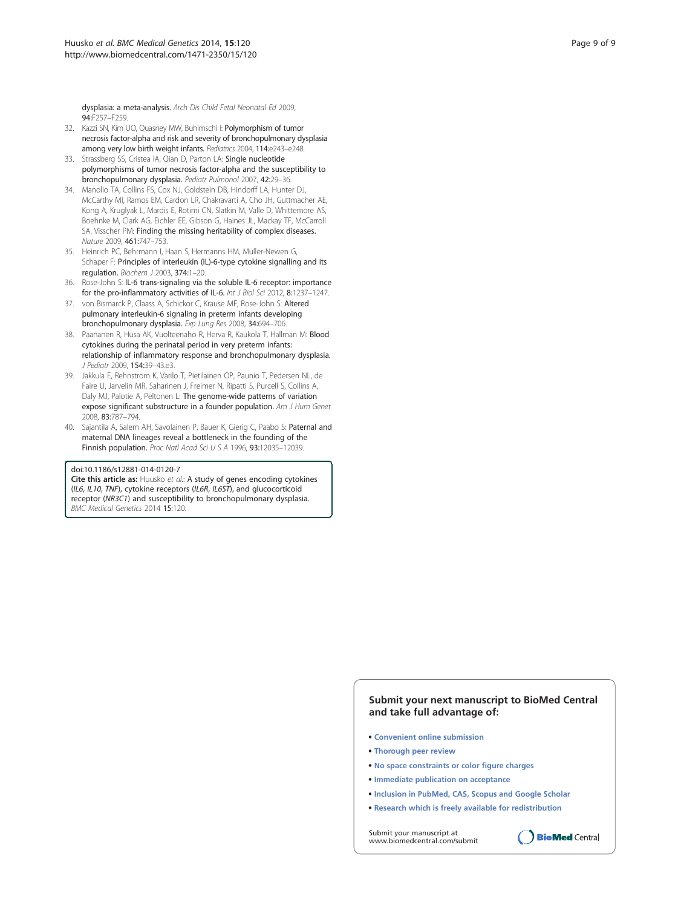dysplasia: a meta-analysis. *Arch Dis Child Fetal Neonatal Ed* 2009, **94**:F257–F259.

32. Kazzi SN, Kim UO, Quasney MW, Buhimschi I: **Polymorphism of tumor necrosis factor-alpha and risk and severity of bronchopulmonary dysplasia among very low birth weight infants.** *Pediatrics* 2004, **114**:e243–e248.
33. Strassberg SS, Cristea IA, Qian D, Parton LA: **Single nucleotide polymorphisms of tumor necrosis factor-alpha and the susceptibility to bronchopulmonary dysplasia.** *Pediatr Pulmonol* 2007, **42**:29–36.
34. Manolio TA, Collins FS, Cox NJ, Goldstein DB, Hindorff LA, Hunter DJ, McCarthy MI, Ramos EM, Cardon LR, Chakravarti A, Cho JH, Guttmacher AE, Kong A, Kruglyak L, Mardis E, Rotimi CN, Slatkin M, Valle D, Whittemore AS, Boehnke M, Clark AG, Eichler EE, Gibson G, Haines JL, Mackay TF, McCarroll SA, Visscher PM: **Finding the missing heritability of complex diseases.** *Nature* 2009, **461**:747–753.
35. Heinrich PC, Behrmann I, Haan S, Hermanns HM, Muller-Newen G, Schaper F: **Principles of interleukin (IL)-6-type cytokine signalling and its regulation.** *Biochem J* 2003, **374**:1–20.
36. Rose-John S: **IL-6 trans-signaling via the soluble IL-6 receptor: importance for the pro-inflammatory activities of IL-6.** *Int J Biol Sci* 2012, **8**:1237–1247.
37. von Bismarck P, Claass A, Schickor C, Krause MF, Rose-John S: **Altered pulmonary interleukin-6 signaling in preterm infants developing bronchopulmonary dysplasia.** *Exp Lung Res* 2008, **34**:694–706.
38. Paananen R, Husa AK, Vuolteenaho R, Herva R, Kaukola T, Hallman M: **Blood cytokines during the perinatal period in very preterm infants: relationship of inflammatory response and bronchopulmonary dysplasia.** *J Pediatr* 2009, **154**:39–43.e3.
39. Jakkula E, Rehnstrom K, Varilo T, Pietilainen OP, Paunio T, Pedersen NL, de Faire U, Jarvelin MR, Saharinen J, Freimer N, Ripatti S, Purcell S, Collins A, Daly MJ, Palotie A, Peltonen L: **The genome-wide patterns of variation expose significant substructure in a founder population.** *Am J Hum Genet* 2008, **83**:787–794.
40. Sajantila A, Salem AH, Savolainen P, Bauer K, Gierig C, Paabo S: **Paternal and maternal DNA lineages reveal a bottleneck in the founding of the Finnish population.** *Proc Natl Acad Sci U S A* 1996, **93**:12035–12039.

doi:10.1186/s12881-014-0120-7

**Cite this article as:** Huusko *et al.*: A study of genes encoding cytokines (*IL6*, *IL10*, *TNF*), cytokine receptors (*IL6R*, *IL6ST*), and glucocorticoid receptor (*NR3C1*) and susceptibility to bronchopulmonary dysplasia. *BMC Medical Genetics* 2014 **15**:120.

**Submit your next manuscript to BioMed Central and take full advantage of:**

- **Convenient online submission**
- **Thorough peer review**
- **No space constraints or color figure charges**
- **Immediate publication on acceptance**
- **Inclusion in PubMed, CAS, Scopus and Google Scholar**
- **Research which is freely available for redistribution**

Submit your manuscript at
www.biomedcentral.com/submit

BioMed Central